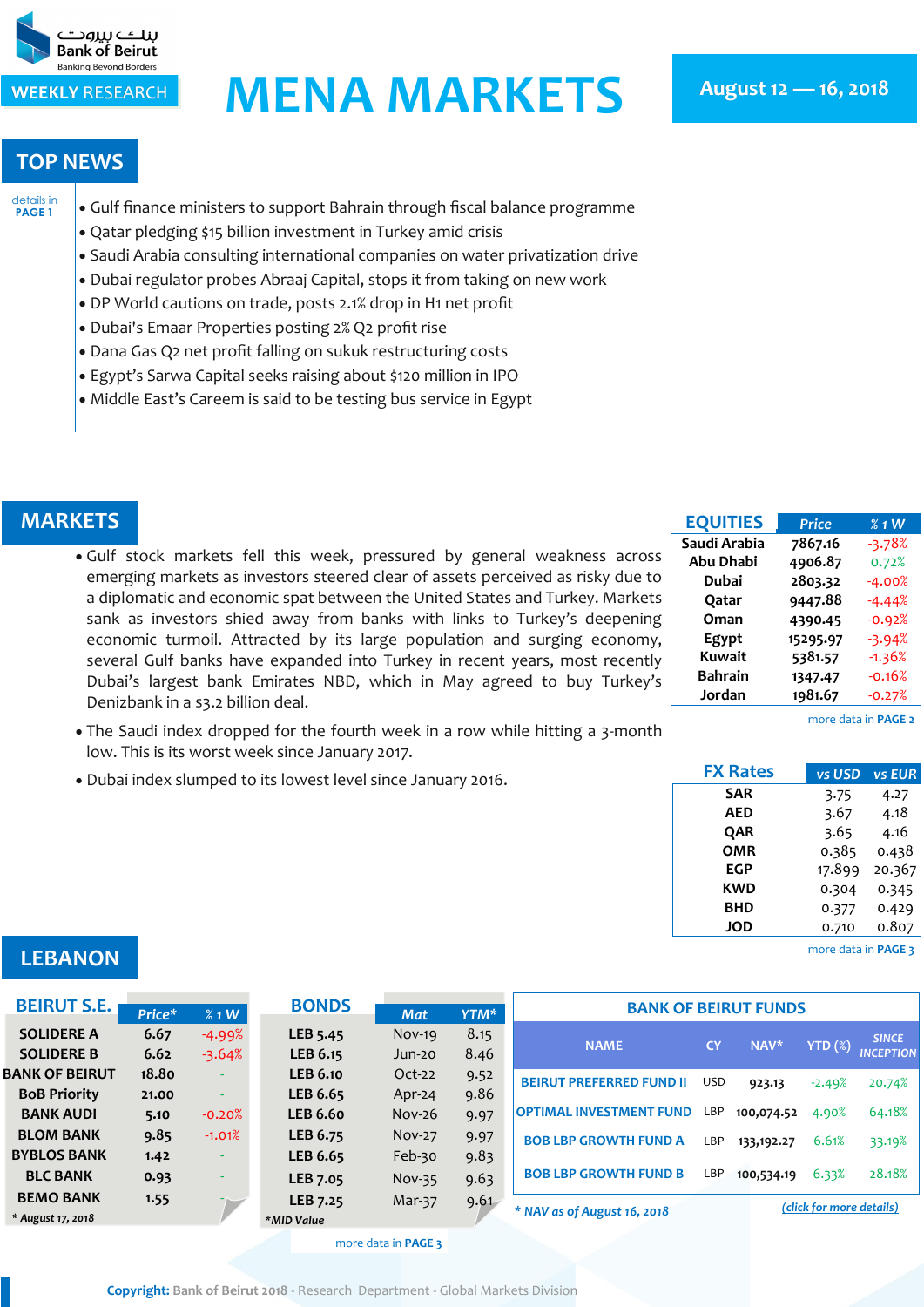بنك بيروت
Bank of Beirut
Banking Beyond Borders

WEEKLY RESEARCH

# MENA MARKETS

**August 12 — 16, 2018**

## TOP NEWS

details in PAGE 1

- Gulf finance ministers to support Bahrain through fiscal balance programme
- Qatar pledging $15 billion investment in Turkey amid crisis
- Saudi Arabia consulting international companies on water privatization drive
- Dubai regulator probes Abraaj Capital, stops it from taking on new work
- DP World cautions on trade, posts 2.1% drop in H1 net profit
- Dubai's Emaar Properties posting 2% Q2 profit rise
- Dana Gas Q2 net profit falling on sukuk restructuring costs
- Egypt's Sarwa Capital seeks raising about $120 million in IPO
- Middle East's Careem is said to be testing bus service in Egypt

## MARKETS

- Gulf stock markets fell this week, pressured by general weakness across emerging markets as investors steered clear of assets perceived as risky due to a diplomatic and economic spat between the United States and Turkey. Markets sank as investors shied away from banks with links to Turkey's deepening economic turmoil. Attracted by its large population and surging economy, several Gulf banks have expanded into Turkey in recent years, most recently Dubai's largest bank Emirates NBD, which in May agreed to buy Turkey's Denizbank in a $3.2 billion deal.
- The Saudi index dropped for the fourth week in a row while hitting a 3-month low. This is its worst week since January 2017.
- Dubai index slumped to its lowest level since January 2016.

| EQUITIES | Price | % 1 W |
|---|---|---|
| Saudi Arabia | 7867.16 | -3.78% |
| Abu Dhabi | 4906.87 | 0.72% |
| Dubai | 2803.32 | -4.00% |
| Qatar | 9447.88 | -4.44% |
| Oman | 4390.45 | -0.92% |
| Egypt | 15295.97 | -3.94% |
| Kuwait | 5381.57 | -1.36% |
| Bahrain | 1347.47 | -0.16% |
| Jordan | 1981.67 | -0.27% |

more data in PAGE 2

| FX Rates | vs USD | vs EUR |
|---|---|---|
| SAR | 3.75 | 4.27 |
| AED | 3.67 | 4.18 |
| QAR | 3.65 | 4.16 |
| OMR | 0.385 | 0.438 |
| EGP | 17.899 | 20.367 |
| KWD | 0.304 | 0.345 |
| BHD | 0.377 | 0.429 |
| JOD | 0.710 | 0.807 |

more data in PAGE 3

## LEBANON

| BEIRUT S.E. | Price* | % 1 W |
|---|---|---|
| SOLIDERE A | 6.67 | -4.99% |
| SOLIDERE B | 6.62 | -3.64% |
| BANK OF BEIRUT | 18.80 | - |
| BoB Priority | 21.00 | - |
| BANK AUDI | 5.10 | -0.20% |
| BLOM BANK | 9.85 | -1.01% |
| BYBLOS BANK | 1.42 | - |
| BLC BANK | 0.93 | - |
| BEMO BANK | 1.55 | - |

* August 17, 2018

| BONDS | Mat | YTM* |
|---|---|---|
| LEB 5.45 | Nov-19 | 8.15 |
| LEB 6.15 | Jun-20 | 8.46 |
| LEB 6.10 | Oct-22 | 9.52 |
| LEB 6.65 | Apr-24 | 9.86 |
| LEB 6.60 | Nov-26 | 9.97 |
| LEB 6.75 | Nov-27 | 9.97 |
| LEB 6.65 | Feb-30 | 9.83 |
| LEB 7.05 | Nov-35 | 9.63 |
| LEB 7.25 | Mar-37 | 9.61 |

*MID Value

more data in PAGE 3

**BANK OF BEIRUT FUNDS**

| NAME | CY | NAV* | YTD (%) | SINCE INCEPTION |
|---|---|---|---|---|
| BEIRUT PREFERRED FUND II | USD | 923.13 | -2.49% | 20.74% |
| OPTIMAL INVESTMENT FUND | LBP | 100,074.52 | 4.90% | 64.18% |
| BOB LBP GROWTH FUND A | LBP | 133,192.27 | 6.61% | 33.19% |
| BOB LBP GROWTH FUND B | LBP | 100,534.19 | 6.33% | 28.18% |

* NAV as of August 16, 2018

(click for more details)

**Copyright:** Bank of Beirut 2018 - Research Department - Global Markets Division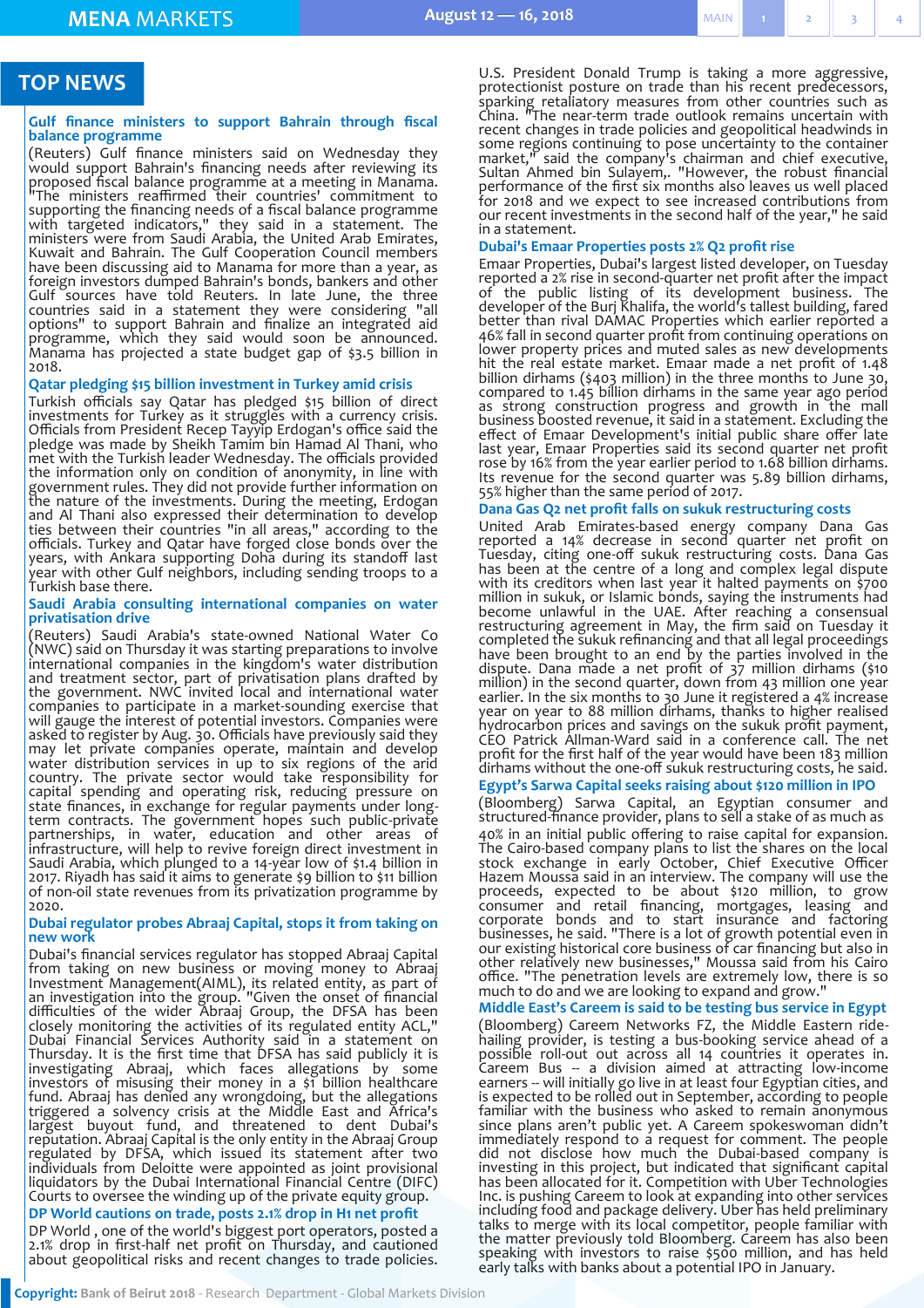## TOP NEWS

### Gulf finance ministers to support Bahrain through fiscal balance programme

(Reuters) Gulf finance ministers said on Wednesday they would support Bahrain's financing needs after reviewing its proposed fiscal balance programme at a meeting in Manama. "The ministers reaffirmed their countries' commitment to supporting the financing needs of a fiscal balance programme with targeted indicators," they said in a statement. The ministers were from Saudi Arabia, the United Arab Emirates, Kuwait and Bahrain. The Gulf Cooperation Council members have been discussing aid to Manama for more than a year, as foreign investors dumped Bahrain's bonds, bankers and other Gulf sources have told Reuters. In late June, the three countries said in a statement they were considering "all options" to support Bahrain and finalize an integrated aid programme, which they said would soon be announced. Manama has projected a state budget gap of $3.5 billion in 2018.

### Qatar pledging $15 billion investment in Turkey amid crisis

Turkish officials say Qatar has pledged $15 billion of direct investments for Turkey as it struggles with a currency crisis. Officials from President Recep Tayyip Erdogan's office said the pledge was made by Sheikh Tamim bin Hamad Al Thani, who met with the Turkish leader Wednesday. The officials provided the information only on condition of anonymity, in line with government rules. They did not provide further information on the nature of the investments. During the meeting, Erdogan and Al Thani also expressed their determination to develop ties between their countries "in all areas," according to the officials. Turkey and Qatar have forged close bonds over the years, with Ankara supporting Doha during its standoff last year with other Gulf neighbors, including sending troops to a Turkish base there.

### Saudi Arabia consulting international companies on water privatisation drive

(Reuters) Saudi Arabia's state-owned National Water Co (NWC) said on Thursday it was starting preparations to involve international companies in the kingdom's water distribution and treatment sector, part of privatisation plans drafted by the government. NWC invited local and international water companies to participate in a market-sounding exercise that will gauge the interest of potential investors. Companies were asked to register by Aug. 30. Officials have previously said they may let private companies operate, maintain and develop water distribution services in up to six regions of the arid country. The private sector would take responsibility for capital spending and operating risk, reducing pressure on state finances, in exchange for regular payments under long-term contracts. The government hopes such public-private partnerships, in water, education and other areas of infrastructure, will help to revive foreign direct investment in Saudi Arabia, which plunged to a 14-year low of $1.4 billion in 2017. Riyadh has said it aims to generate $9 billion to $11 billion of non-oil state revenues from its privatization programme by 2020.

### Dubai regulator probes Abraaj Capital, stops it from taking on new work

Dubai's financial services regulator has stopped Abraaj Capital from taking on new business or moving money to Abraaj Investment Management(AIML), its related entity, as part of an investigation into the group. "Given the onset of financial difficulties of the wider Abraaj Group, the DFSA has been closely monitoring the activities of its regulated entity ACL," Dubai Financial Services Authority said in a statement on Thursday. It is the first time that DFSA has said publicly it is investigating Abraaj, which faces allegations by some investors of misusing their money in a $1 billion healthcare fund. Abraaj has denied any wrongdoing, but the allegations triggered a solvency crisis at the Middle East and Africa's largest buyout fund, and threatened to dent Dubai's reputation. Abraaj Capital is the only entity in the Abraaj Group regulated by DFSA, which issued its statement after two individuals from Deloitte were appointed as joint provisional liquidators by the Dubai International Financial Centre (DIFC) Courts to oversee the winding up of the private equity group.

### DP World cautions on trade, posts 2.1% drop in H1 net profit

DP World , one of the world's biggest port operators, posted a 2.1% drop in first-half net profit on Thursday, and cautioned about geopolitical risks and recent changes to trade policies. U.S. President Donald Trump is taking a more aggressive, protectionist posture on trade than his recent predecessors, sparking retaliatory measures from other countries such as China. "The near-term trade outlook remains uncertain with recent changes in trade policies and geopolitical headwinds in some regions continuing to pose uncertainty to the container market," said the company's chairman and chief executive, Sultan Ahmed bin Sulayem,. "However, the robust financial performance of the first six months also leaves us well placed for 2018 and we expect to see increased contributions from our recent investments in the second half of the year," he said in a statement.

### Dubai's Emaar Properties posts 2% Q2 profit rise

Emaar Properties, Dubai's largest listed developer, on Tuesday reported a 2% rise in second-quarter net profit after the impact of the public listing of its development business. The developer of the Burj Khalifa, the world's tallest building, fared better than rival DAMAC Properties which earlier reported a 46% fall in second quarter profit from continuing operations on lower property prices and muted sales as new developments hit the real estate market. Emaar made a net profit of 1.48 billion dirhams ($403 million) in the three months to June 30, compared to 1.45 billion dirhams in the same year ago period as strong construction progress and growth in the mall business boosted revenue, it said in a statement. Excluding the effect of Emaar Development's initial public share offer late last year, Emaar Properties said its second quarter net profit rose by 16% from the year earlier period to 1.68 billion dirhams. Its revenue for the second quarter was 5.89 billion dirhams, 55% higher than the same period of 2017.

### Dana Gas Q2 net profit falls on sukuk restructuring costs

United Arab Emirates-based energy company Dana Gas reported a 14% decrease in second quarter net profit on Tuesday, citing one-off sukuk restructuring costs. Dana Gas has been at the centre of a long and complex legal dispute with its creditors when last year it halted payments on $700 million in sukuk, or Islamic bonds, saying the instruments had become unlawful in the UAE. After reaching a consensual restructuring agreement in May, the firm said on Tuesday it completed the sukuk refinancing and that all legal proceedings have been brought to an end by the parties involved in the dispute. Dana made a net profit of 37 million dirhams ($10 million) in the second quarter, down from 43 million one year earlier. In the six months to 30 June it registered a 4% increase year on year to 88 million dirhams, thanks to higher realised hydrocarbon prices and savings on the sukuk profit payment, CEO Patrick Allman-Ward said in a conference call. The net profit for the first half of the year would have been 183 million dirhams without the one-off sukuk restructuring costs, he said.

### Egypt's Sarwa Capital seeks raising about $120 million in IPO

(Bloomberg) Sarwa Capital, an Egyptian consumer and structured-finance provider, plans to sell a stake of as much as 40% in an initial public offering to raise capital for expansion. The Cairo-based company plans to list the shares on the local stock exchange in early October, Chief Executive Officer Hazem Moussa said in an interview. The company will use the proceeds, expected to be about $120 million, to grow consumer and retail financing, mortgages, leasing and corporate bonds and to start insurance and factoring businesses, he said. "There is a lot of growth potential even in our existing historical core business of car financing but also in other relatively new businesses," Moussa said from his Cairo office. "The penetration levels are extremely low, there is so much to do and we are looking to expand and grow."

### Middle East's Careem is said to be testing bus service in Egypt

(Bloomberg) Careem Networks FZ, the Middle Eastern ride-hailing provider, is testing a bus-booking service ahead of a possible roll-out out across all 14 countries it operates in. Careem Bus -- a division aimed at attracting low-income earners -- will initially go live in at least four Egyptian cities, and is expected to be rolled out in September, according to people familiar with the business who asked to remain anonymous since plans aren't public yet. A Careem spokeswoman didn't immediately respond to a request for comment. The people did not disclose how much the Dubai-based company is investing in this project, but indicated that significant capital has been allocated for it. Competition with Uber Technologies Inc. is pushing Careem to look at expanding into other services including food and package delivery. Uber has held preliminary talks to merge with its local competitor, people familiar with the matter previously told Bloomberg. Careem has also been speaking with investors to raise $500 million, and has held early talks with banks about a potential IPO in January.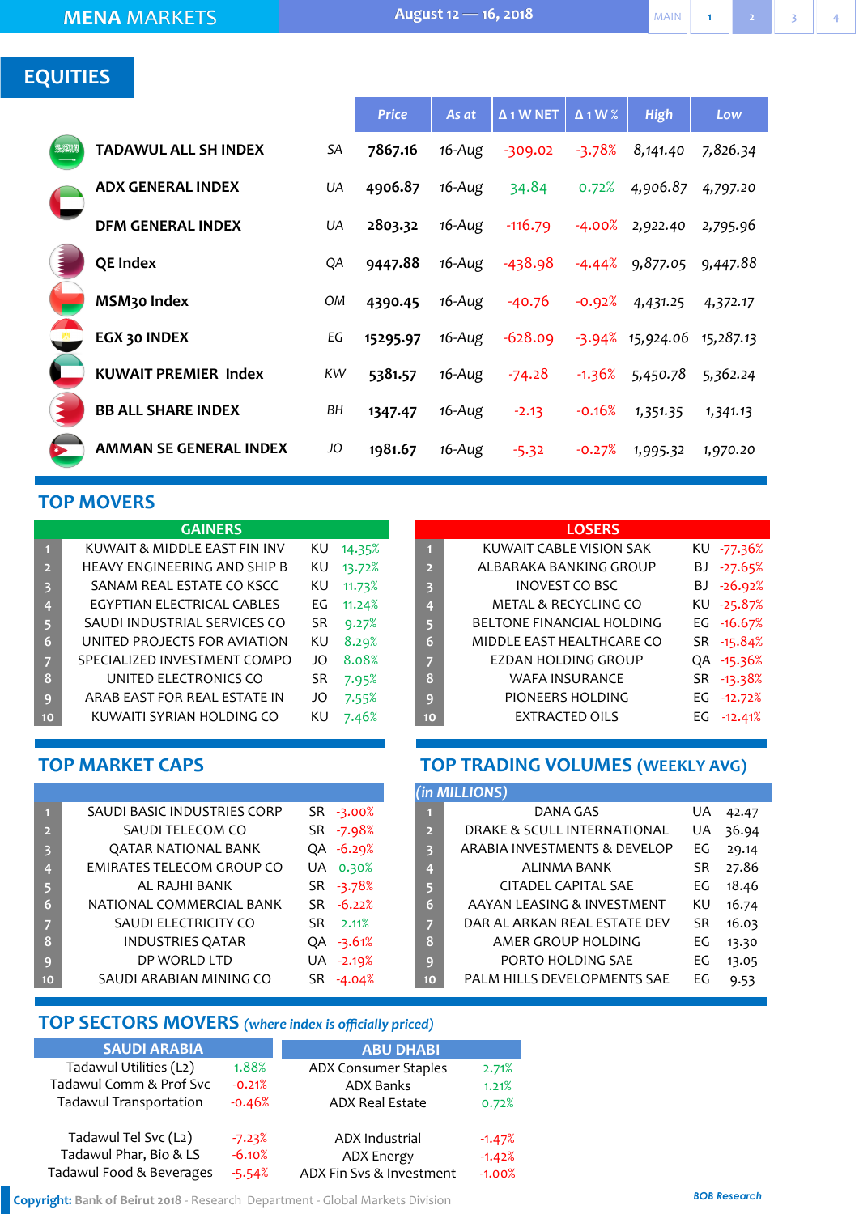MENA MARKETS — August 12 — 16, 2018

## EQUITIES

| | | Price | As at | Δ 1 W NET | Δ 1 W % | High | Low |
|---|---|---|---|---|---|---|---|
| TADAWUL ALL SH INDEX | SA | 7867.16 | 16-Aug | -309.02 | -3.78% | 8,141.40 | 7,826.34 |
| ADX GENERAL INDEX | UA | 4906.87 | 16-Aug | 34.84 | 0.72% | 4,906.87 | 4,797.20 |
| DFM GENERAL INDEX | UA | 2803.32 | 16-Aug | -116.79 | -4.00% | 2,922.40 | 2,795.96 |
| QE Index | QA | 9447.88 | 16-Aug | -438.98 | -4.44% | 9,877.05 | 9,447.88 |
| MSM30 Index | OM | 4390.45 | 16-Aug | -40.76 | -0.92% | 4,431.25 | 4,372.17 |
| EGX 30 INDEX | EG | 15295.97 | 16-Aug | -628.09 | -3.94% | 15,924.06 | 15,287.13 |
| KUWAIT PREMIER Index | KW | 5381.57 | 16-Aug | -74.28 | -1.36% | 5,450.78 | 5,362.24 |
| BB ALL SHARE INDEX | BH | 1347.47 | 16-Aug | -2.13 | -0.16% | 1,351.35 | 1,341.13 |
| AMMAN SE GENERAL INDEX | JO | 1981.67 | 16-Aug | -5.32 | -0.27% | 1,995.32 | 1,970.20 |

## TOP MOVERS

| | GAINERS | | |
|---|---|---|---|
| 1 | KUWAIT & MIDDLE EAST FIN INV | KU | 14.35% |
| 2 | HEAVY ENGINEERING AND SHIP B | KU | 13.72% |
| 3 | SANAM REAL ESTATE CO KSCC | KU | 11.73% |
| 4 | EGYPTIAN ELECTRICAL CABLES | EG | 11.24% |
| 5 | SAUDI INDUSTRIAL SERVICES CO | SR | 9.27% |
| 6 | UNITED PROJECTS FOR AVIATION | KU | 8.29% |
| 7 | SPECIALIZED INVESTMENT COMPO | JO | 8.08% |
| 8 | UNITED ELECTRONICS CO | SR | 7.95% |
| 9 | ARAB EAST FOR REAL ESTATE IN | JO | 7.55% |
| 10 | KUWAITI SYRIAN HOLDING CO | KU | 7.46% |

| | LOSERS | | |
|---|---|---|---|
| 1 | KUWAIT CABLE VISION SAK | KU | -77.36% |
| 2 | ALBARAKA BANKING GROUP | BJ | -27.65% |
| 3 | INOVEST CO BSC | BJ | -26.92% |
| 4 | METAL & RECYCLING CO | KU | -25.87% |
| 5 | BELTONE FINANCIAL HOLDING | EG | -16.67% |
| 6 | MIDDLE EAST HEALTHCARE CO | SR | -15.84% |
| 7 | EZDAN HOLDING GROUP | QA | -15.36% |
| 8 | WAFA INSURANCE | SR | -13.38% |
| 9 | PIONEERS HOLDING | EG | -12.72% |
| 10 | EXTRACTED OILS | EG | -12.41% |

## TOP MARKET CAPS

| | | | |
|---|---|---|---|
| 1 | SAUDI BASIC INDUSTRIES CORP | SR | -3.00% |
| 2 | SAUDI TELECOM CO | SR | -7.98% |
| 3 | QATAR NATIONAL BANK | QA | -6.29% |
| 4 | EMIRATES TELECOM GROUP CO | UA | 0.30% |
| 5 | AL RAJHI BANK | SR | -3.78% |
| 6 | NATIONAL COMMERCIAL BANK | SR | -6.22% |
| 7 | SAUDI ELECTRICITY CO | SR | 2.11% |
| 8 | INDUSTRIES QATAR | QA | -3.61% |
| 9 | DP WORLD LTD | UA | -2.19% |
| 10 | SAUDI ARABIAN MINING CO | SR | -4.04% |

## TOP TRADING VOLUMES (WEEKLY AVG)

| (in MILLIONS) | | | |
|---|---|---|---|
| 1 | DANA GAS | UA | 42.47 |
| 2 | DRAKE & SCULL INTERNATIONAL | UA | 36.94 |
| 3 | ARABIA INVESTMENTS & DEVELOP | EG | 29.14 |
| 4 | ALINMA BANK | SR | 27.86 |
| 5 | CITADEL CAPITAL SAE | EG | 18.46 |
| 6 | AAYAN LEASING & INVESTMENT | KU | 16.74 |
| 7 | DAR AL ARKAN REAL ESTATE DEV | SR | 16.03 |
| 8 | AMER GROUP HOLDING | EG | 13.30 |
| 9 | PORTO HOLDING SAE | EG | 13.05 |
| 10 | PALM HILLS DEVELOPMENTS SAE | EG | 9.53 |

## TOP SECTORS MOVERS *(where index is officially priced)*

| SAUDI ARABIA | |
|---|---|
| Tadawul Utilities (L2) | 1.88% |
| Tadawul Comm & Prof Svc | -0.21% |
| Tadawul Transportation | -0.46% |
| Tadawul Tel Svc (L2) | -7.23% |
| Tadawul Phar, Bio & LS | -6.10% |
| Tadawul Food & Beverages | -5.54% |

| ABU DHABI | |
|---|---|
| ADX Consumer Staples | 2.71% |
| ADX Banks | 1.21% |
| ADX Real Estate | 0.72% |
| ADX Industrial | -1.47% |
| ADX Energy | -1.42% |
| ADX Fin Svs & Investment | -1.00% |

**Copyright:** Bank of Beirut 2018 - Research Department - Global Markets Division

BOB Research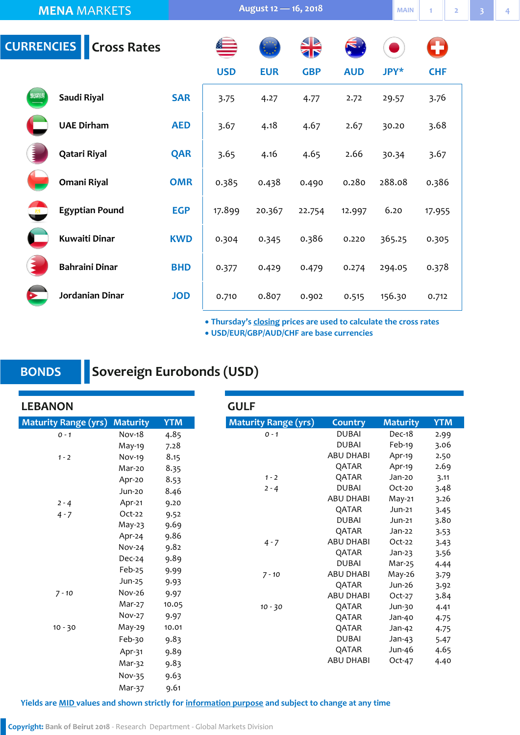# MENA MARKETS

August 12 — 16, 2018

## CURRENCIES — Cross Rates

| | | USD | EUR | GBP | AUD | JPY* | CHF |
|---|---|---|---|---|---|---|---|
| Saudi Riyal | SAR | 3.75 | 4.27 | 4.77 | 2.72 | 29.57 | 3.76 |
| UAE Dirham | AED | 3.67 | 4.18 | 4.67 | 2.67 | 30.20 | 3.68 |
| Qatari Riyal | QAR | 3.65 | 4.16 | 4.65 | 2.66 | 30.34 | 3.67 |
| Omani Riyal | OMR | 0.385 | 0.438 | 0.490 | 0.280 | 288.08 | 0.386 |
| Egyptian Pound | EGP | 17.899 | 20.367 | 22.754 | 12.997 | 6.20 | 17.955 |
| Kuwaiti Dinar | KWD | 0.304 | 0.345 | 0.386 | 0.220 | 365.25 | 0.305 |
| Bahraini Dinar | BHD | 0.377 | 0.429 | 0.479 | 0.274 | 294.05 | 0.378 |
| Jordanian Dinar | JOD | 0.710 | 0.807 | 0.902 | 0.515 | 156.30 | 0.712 |

- Thursday's closing prices are used to calculate the cross rates
- USD/EUR/GBP/AUD/CHF are base currencies

## BONDS — Sovereign Eurobonds (USD)

### LEBANON

| Maturity Range (yrs) | Maturity | YTM |
|---|---|---|
| 0 - 1 | Nov-18 | 4.85 |
| | May-19 | 7.28 |
| 1 - 2 | Nov-19 | 8.15 |
| | Mar-20 | 8.35 |
| | Apr-20 | 8.53 |
| | Jun-20 | 8.46 |
| 2 - 4 | Apr-21 | 9.20 |
| 4 - 7 | Oct-22 | 9.52 |
| | May-23 | 9.69 |
| | Apr-24 | 9.86 |
| | Nov-24 | 9.82 |
| | Dec-24 | 9.89 |
| | Feb-25 | 9.99 |
| | Jun-25 | 9.93 |
| 7 - 10 | Nov-26 | 9.97 |
| | Mar-27 | 10.05 |
| | Nov-27 | 9.97 |
| 10 - 30 | May-29 | 10.01 |
| | Feb-30 | 9.83 |
| | Apr-31 | 9.89 |
| | Mar-32 | 9.83 |
| | Nov-35 | 9.63 |
| | Mar-37 | 9.61 |

### GULF

| Maturity Range (yrs) | Country | Maturity | YTM |
|---|---|---|---|
| 0 - 1 | DUBAI | Dec-18 | 2.99 |
| | DUBAI | Feb-19 | 3.06 |
| | ABU DHABI | Apr-19 | 2.50 |
| | QATAR | Apr-19 | 2.69 |
| 1 - 2 | QATAR | Jan-20 | 3.11 |
| 2 - 4 | DUBAI | Oct-20 | 3.48 |
| | ABU DHABI | May-21 | 3.26 |
| | QATAR | Jun-21 | 3.45 |
| | DUBAI | Jun-21 | 3.80 |
| | QATAR | Jan-22 | 3.53 |
| 4 - 7 | ABU DHABI | Oct-22 | 3.43 |
| | QATAR | Jan-23 | 3.56 |
| | DUBAI | Mar-25 | 4.44 |
| 7 - 10 | ABU DHABI | May-26 | 3.79 |
| | QATAR | Jun-26 | 3.92 |
| | ABU DHABI | Oct-27 | 3.84 |
| 10 - 30 | QATAR | Jun-30 | 4.41 |
| | QATAR | Jan-40 | 4.75 |
| | QATAR | Jan-42 | 4.75 |
| | DUBAI | Jan-43 | 5.47 |
| | QATAR | Jun-46 | 4.65 |
| | ABU DHABI | Oct-47 | 4.40 |

Yields are MID values and shown strictly for information purpose and subject to change at any time

**Copyright:** Bank of Beirut 2018 - Research Department - Global Markets Division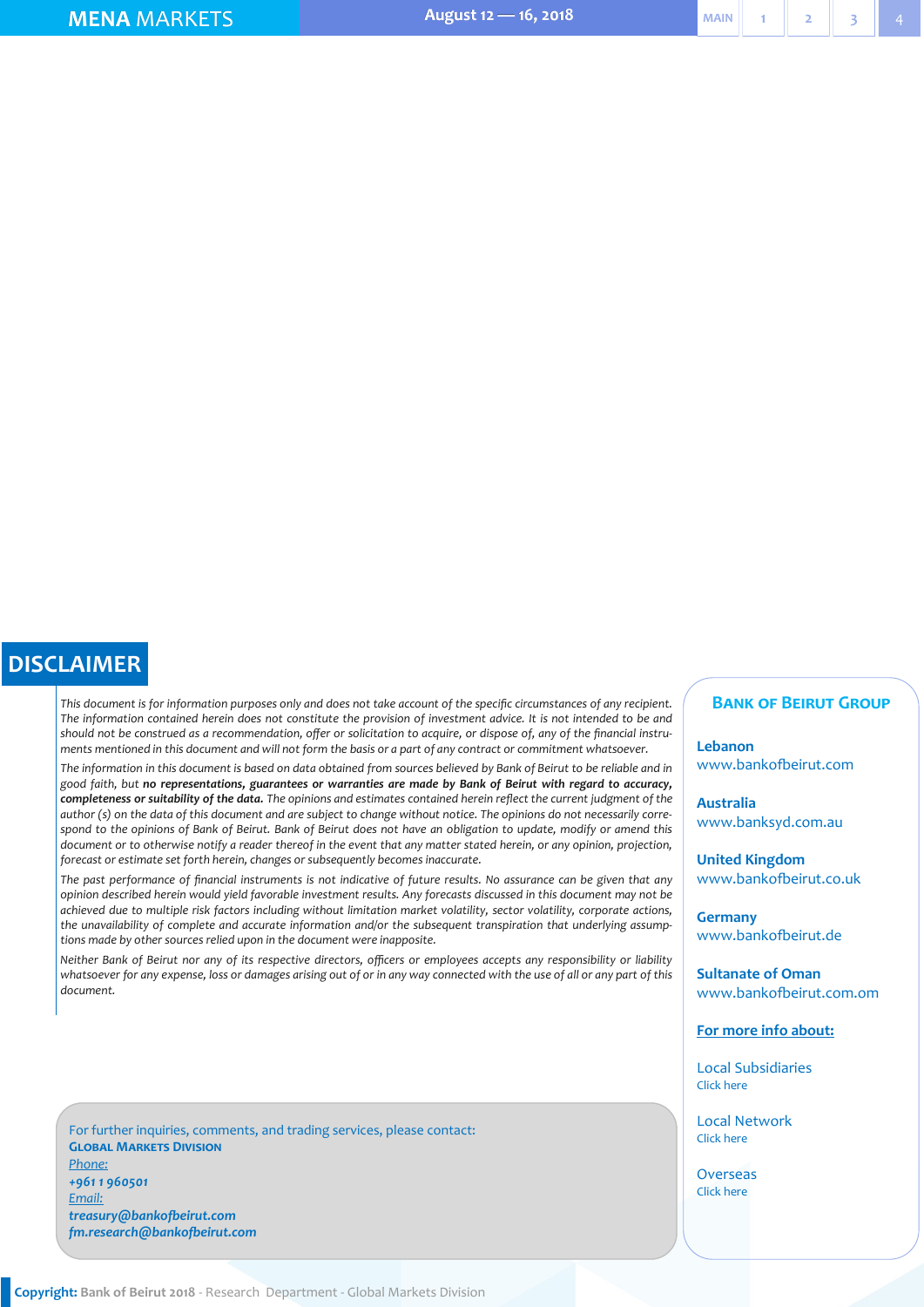# DISCLAIMER

*This document is for information purposes only and does not take account of the specific circumstances of any recipient. The information contained herein does not constitute the provision of investment advice. It is not intended to be and should not be construed as a recommendation, offer or solicitation to acquire, or dispose of, any of the financial instruments mentioned in this document and will not form the basis or a part of any contract or commitment whatsoever.*

*The information in this document is based on data obtained from sources believed by Bank of Beirut to be reliable and in good faith, but **no representations, guarantees or warranties are made by Bank of Beirut with regard to accuracy, completeness or suitability of the data.** The opinions and estimates contained herein reflect the current judgment of the author (s) on the data of this document and are subject to change without notice. The opinions do not necessarily correspond to the opinions of Bank of Beirut. Bank of Beirut does not have an obligation to update, modify or amend this document or to otherwise notify a reader thereof in the event that any matter stated herein, or any opinion, projection, forecast or estimate set forth herein, changes or subsequently becomes inaccurate.*

*The past performance of financial instruments is not indicative of future results. No assurance can be given that any opinion described herein would yield favorable investment results. Any forecasts discussed in this document may not be achieved due to multiple risk factors including without limitation market volatility, sector volatility, corporate actions, the unavailability of complete and accurate information and/or the subsequent transpiration that underlying assumptions made by other sources relied upon in the document were inapposite.*

*Neither Bank of Beirut nor any of its respective directors, officers or employees accepts any responsibility or liability whatsoever for any expense, loss or damages arising out of or in any way connected with the use of all or any part of this document.*

For further inquiries, comments, and trading services, please contact:
**GLOBAL MARKETS DIVISION**
*Phone:*
***+961 1 960501***
*Email:*
***treasury@bankofbeirut.com***
***fm.research@bankofbeirut.com***

## BANK OF BEIRUT GROUP

**Lebanon**
www.bankofbeirut.com

**Australia**
www.banksyd.com.au

**United Kingdom**
www.bankofbeirut.co.uk

**Germany**
www.bankofbeirut.de

**Sultanate of Oman**
www.bankofbeirut.com.om

**For more info about:**

Local Subsidiaries
Click here

Local Network
Click here

Overseas
Click here

**Copyright:** Bank of Beirut 2018 - Research Department - Global Markets Division